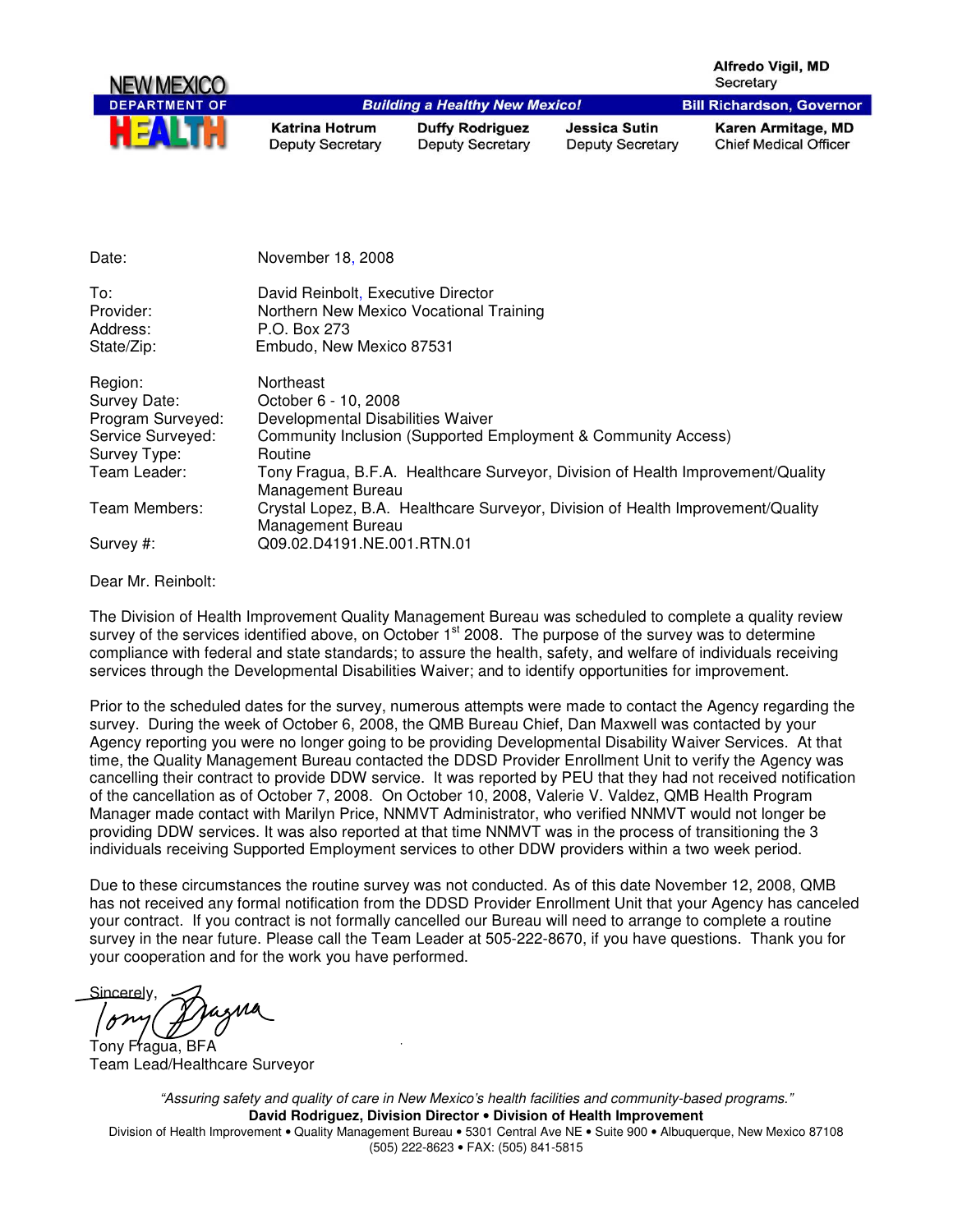**NEW MEXICO DEPARTMENT OF HEALTH**

*Building a Healthy New Mexico!*

**Alfredo Vigil, MD**
Secretary

**Bill Richardson, Governor**

| **Katrina Hotrum** | **Duffy Rodriguez** | **Jessica Sutin** | **Karen Armitage, MD** |
|---|---|---|---|
| Deputy Secretary | Deputy Secretary | Deputy Secretary | Chief Medical Officer |

| | |
|---|---|
| Date: | November 18, 2008 |
| To: | David Reinbolt, Executive Director |
| Provider: | Northern New Mexico Vocational Training |
| Address: | P.O. Box 273 |
| State/Zip: | Embudo, New Mexico 87531 |
| Region: | Northeast |
| Survey Date: | October 6 - 10, 2008 |
| Program Surveyed: | Developmental Disabilities Waiver |
| Service Surveyed: | Community Inclusion (Supported Employment & Community Access) |
| Survey Type: | Routine |
| Team Leader: | Tony Fragua, B.F.A. Healthcare Surveyor, Division of Health Improvement/Quality Management Bureau |
| Team Members: | Crystal Lopez, B.A. Healthcare Surveyor, Division of Health Improvement/Quality Management Bureau |
| Survey #: | Q09.02.D4191.NE.001.RTN.01 |

Dear Mr. Reinbolt:

The Division of Health Improvement Quality Management Bureau was scheduled to complete a quality review survey of the services identified above, on October 1st 2008. The purpose of the survey was to determine compliance with federal and state standards; to assure the health, safety, and welfare of individuals receiving services through the Developmental Disabilities Waiver; and to identify opportunities for improvement.

Prior to the scheduled dates for the survey, numerous attempts were made to contact the Agency regarding the survey. During the week of October 6, 2008, the QMB Bureau Chief, Dan Maxwell was contacted by your Agency reporting you were no longer going to be providing Developmental Disability Waiver Services. At that time, the Quality Management Bureau contacted the DDSD Provider Enrollment Unit to verify the Agency was cancelling their contract to provide DDW service. It was reported by PEU that they had not received notification of the cancellation as of October 7, 2008. On October 10, 2008, Valerie V. Valdez, QMB Health Program Manager made contact with Marilyn Price, NNMVT Administrator, who verified NNMVT would not longer be providing DDW services. It was also reported at that time NNMVT was in the process of transitioning the 3 individuals receiving Supported Employment services to other DDW providers within a two week period.

Due to these circumstances the routine survey was not conducted. As of this date November 12, 2008, QMB has not received any formal notification from the DDSD Provider Enrollment Unit that your Agency has canceled your contract. If you contract is not formally cancelled our Bureau will need to arrange to complete a routine survey in the near future. Please call the Team Leader at 505-222-8670, if you have questions. Thank you for your cooperation and for the work you have performed.

Sincerely,

Tony Fragua, BFA
Team Lead/Healthcare Surveyor

*"Assuring safety and quality of care in New Mexico's health facilities and community-based programs."*
**David Rodriguez, Division Director • Division of Health Improvement**
Division of Health Improvement • Quality Management Bureau • 5301 Central Ave NE • Suite 900 • Albuquerque, New Mexico 87108
(505) 222-8623 • FAX: (505) 841-5815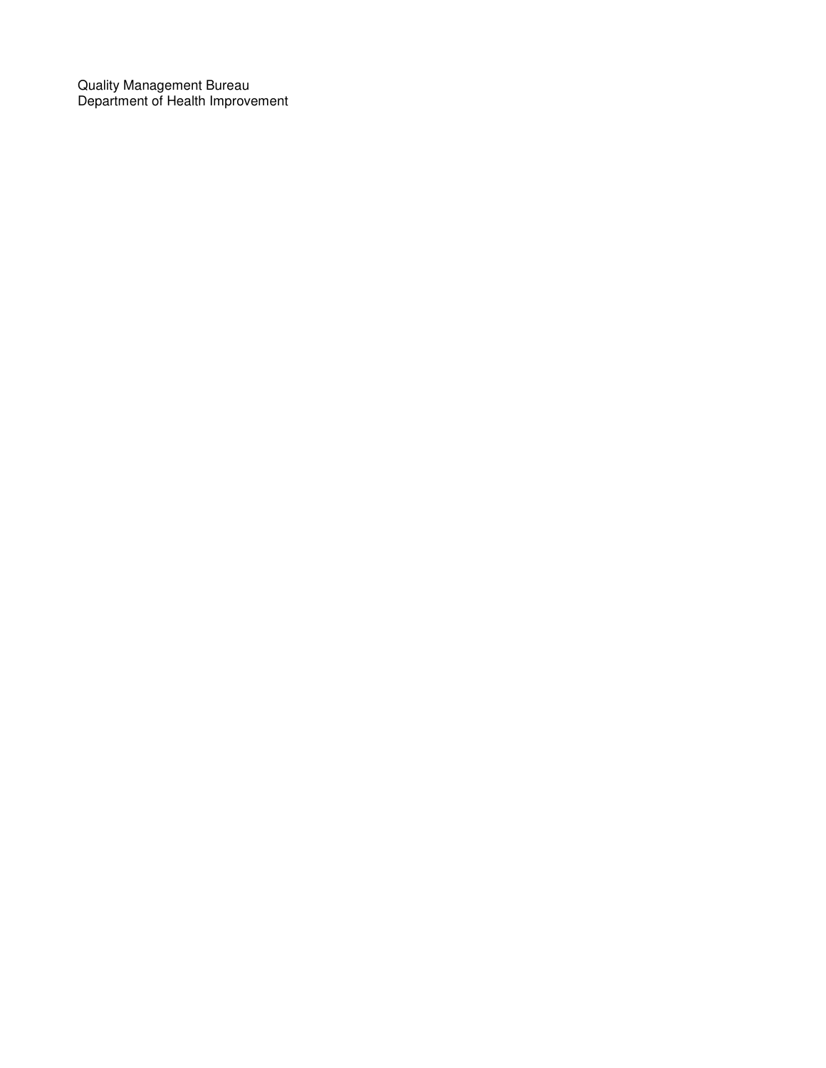Quality Management Bureau
Department of Health Improvement